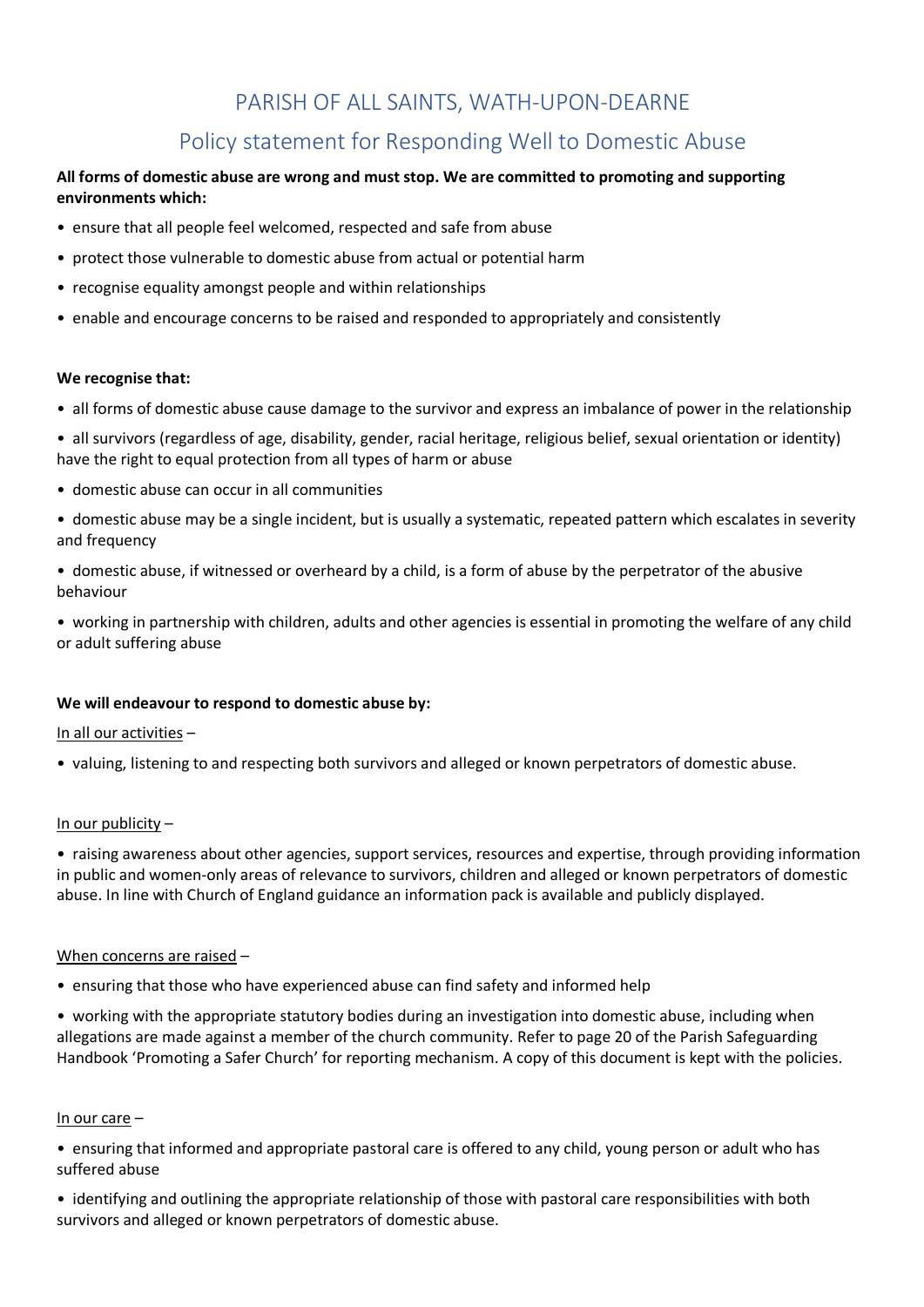# PARISH OF ALL SAINTS, WATH-UPON-DEARNE

## Policy statement for Responding Well to Domestic Abuse

**All forms of domestic abuse are wrong and must stop. We are committed to promoting and supporting environments which:**

- ensure that all people feel welcomed, respected and safe from abuse
- protect those vulnerable to domestic abuse from actual or potential harm
- recognise equality amongst people and within relationships
- enable and encourage concerns to be raised and responded to appropriately and consistently

**We recognise that:**

- all forms of domestic abuse cause damage to the survivor and express an imbalance of power in the relationship
- all survivors (regardless of age, disability, gender, racial heritage, religious belief, sexual orientation or identity) have the right to equal protection from all types of harm or abuse
- domestic abuse can occur in all communities
- domestic abuse may be a single incident, but is usually a systematic, repeated pattern which escalates in severity and frequency
- domestic abuse, if witnessed or overheard by a child, is a form of abuse by the perpetrator of the abusive behaviour
- working in partnership with children, adults and other agencies is essential in promoting the welfare of any child or adult suffering abuse

**We will endeavour to respond to domestic abuse by:**

<u>In all our activities</u> –

- valuing, listening to and respecting both survivors and alleged or known perpetrators of domestic abuse.

<u>In our publicity</u> –

- raising awareness about other agencies, support services, resources and expertise, through providing information in public and women-only areas of relevance to survivors, children and alleged or known perpetrators of domestic abuse. In line with Church of England guidance an information pack is available and publicly displayed.

<u>When concerns are raised</u> –

- ensuring that those who have experienced abuse can find safety and informed help
- working with the appropriate statutory bodies during an investigation into domestic abuse, including when allegations are made against a member of the church community. Refer to page 20 of the Parish Safeguarding Handbook 'Promoting a Safer Church' for reporting mechanism. A copy of this document is kept with the policies.

<u>In our care</u> –

- ensuring that informed and appropriate pastoral care is offered to any child, young person or adult who has suffered abuse
- identifying and outlining the appropriate relationship of those with pastoral care responsibilities with both survivors and alleged or known perpetrators of domestic abuse.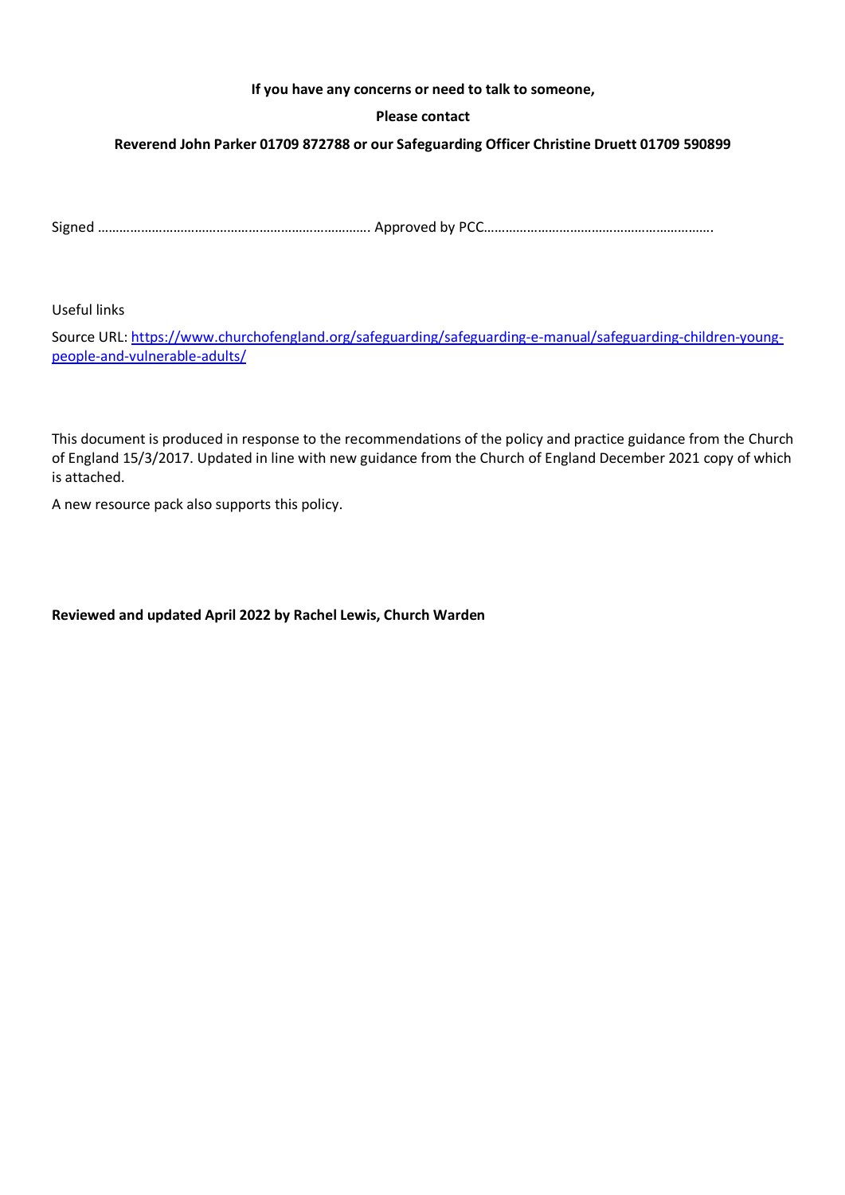**If you have any concerns or need to talk to someone,**

**Please contact**

**Reverend John Parker 01709 872788 or our Safeguarding Officer Christine Druett 01709 590899**

Signed ……………………………………………………………………. Approved by PCC……………………………………………………….

Useful links

Source URL: [https://www.churchofengland.org/safeguarding/safeguarding-e-manual/safeguarding-children-young-people-and-vulnerable-adults/](https://www.churchofengland.org/safeguarding/safeguarding-e-manual/safeguarding-children-young-people-and-vulnerable-adults/)

This document is produced in response to the recommendations of the policy and practice guidance from the Church of England 15/3/2017. Updated in line with new guidance from the Church of England December 2021 copy of which is attached.

A new resource pack also supports this policy.

**Reviewed and updated April 2022 by Rachel Lewis, Church Warden**